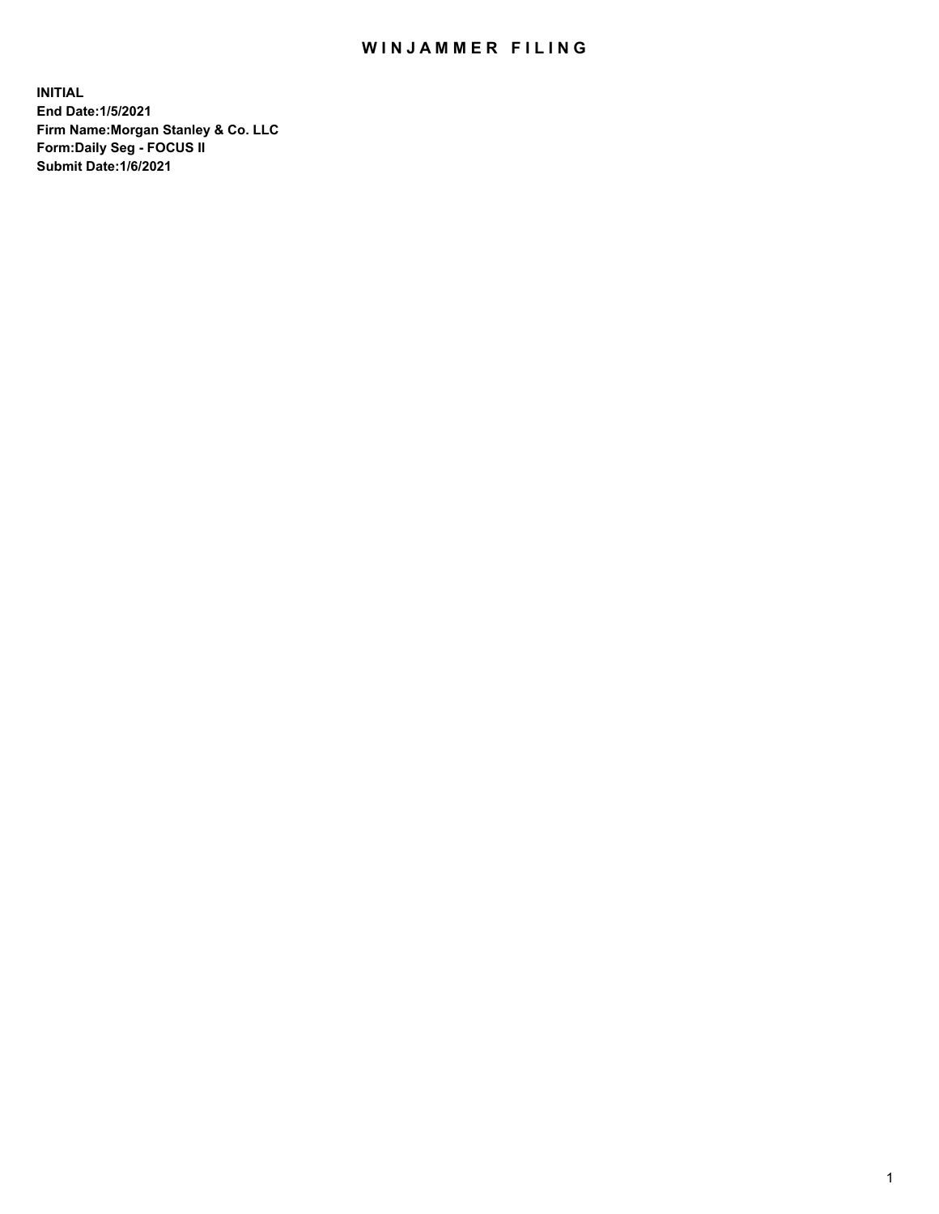# WINJAMMER FILING

**INITIAL**
**End Date:1/5/2021**
**Firm Name:Morgan Stanley & Co. LLC**
**Form:Daily Seg - FOCUS II**
**Submit Date:1/6/2021**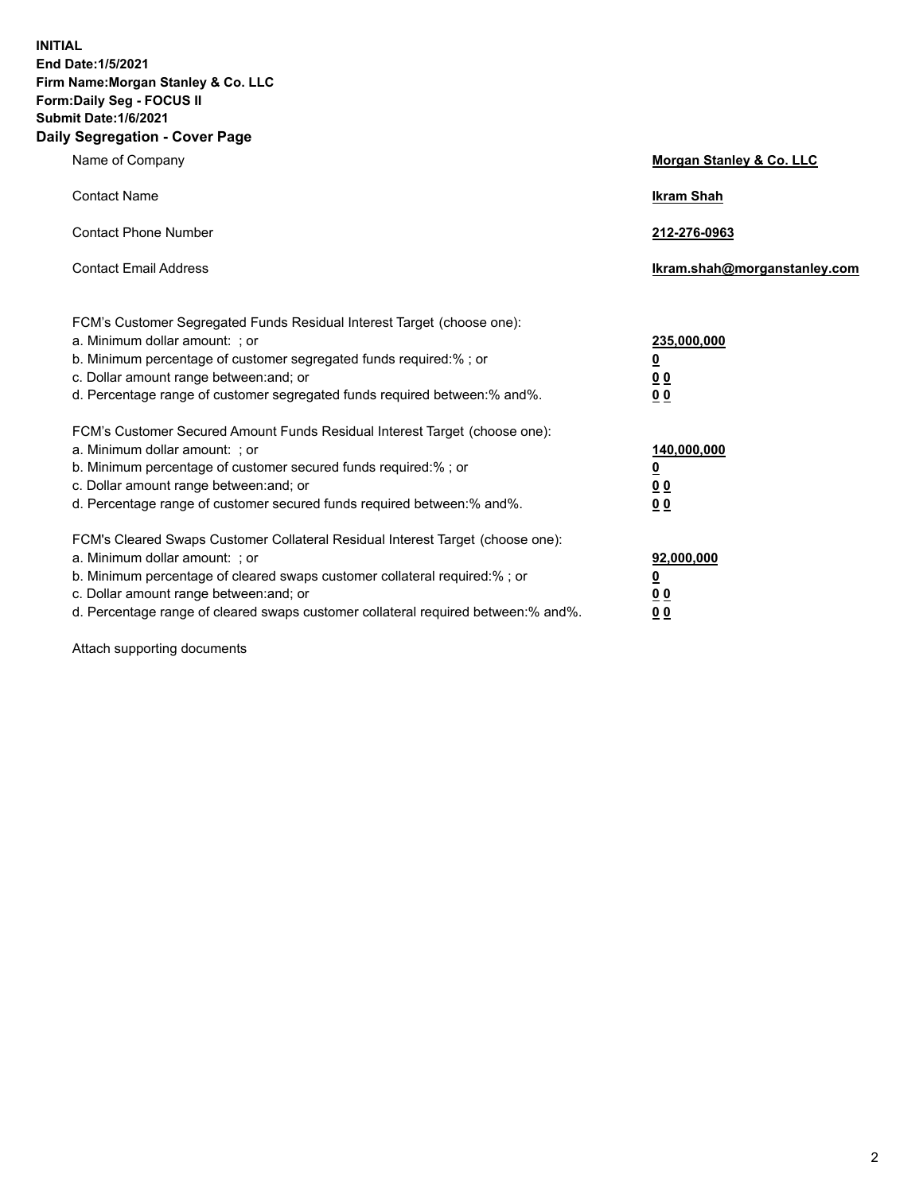**INITIAL**
**End Date:1/5/2021**
**Firm Name:Morgan Stanley & Co. LLC**
**Form:Daily Seg - FOCUS II**
**Submit Date:1/6/2021**

## Daily Segregation - Cover Page

| | |
|---|---|
| Name of Company | **Morgan Stanley & Co. LLC** |
| Contact Name | **Ikram Shah** |
| Contact Phone Number | **212-276-0963** |
| Contact Email Address | **Ikram.shah@morganstanley.com** |

| | |
|---|---|
| FCM's Customer Segregated Funds Residual Interest Target (choose one): | |
| a. Minimum dollar amount: ; or | **235,000,000** |
| b. Minimum percentage of customer segregated funds required:% ; or | **0** |
| c. Dollar amount range between:and; or | **0 0** |
| d. Percentage range of customer segregated funds required between:% and%. | **0 0** |
| FCM's Customer Secured Amount Funds Residual Interest Target (choose one): | |
| a. Minimum dollar amount: ; or | **140,000,000** |
| b. Minimum percentage of customer secured funds required:% ; or | **0** |
| c. Dollar amount range between:and; or | **0 0** |
| d. Percentage range of customer secured funds required between:% and%. | **0 0** |
| FCM's Cleared Swaps Customer Collateral Residual Interest Target (choose one): | |
| a. Minimum dollar amount: ; or | **92,000,000** |
| b. Minimum percentage of cleared swaps customer collateral required:% ; or | **0** |
| c. Dollar amount range between:and; or | **0 0** |
| d. Percentage range of cleared swaps customer collateral required between:% and%. | **0 0** |

Attach supporting documents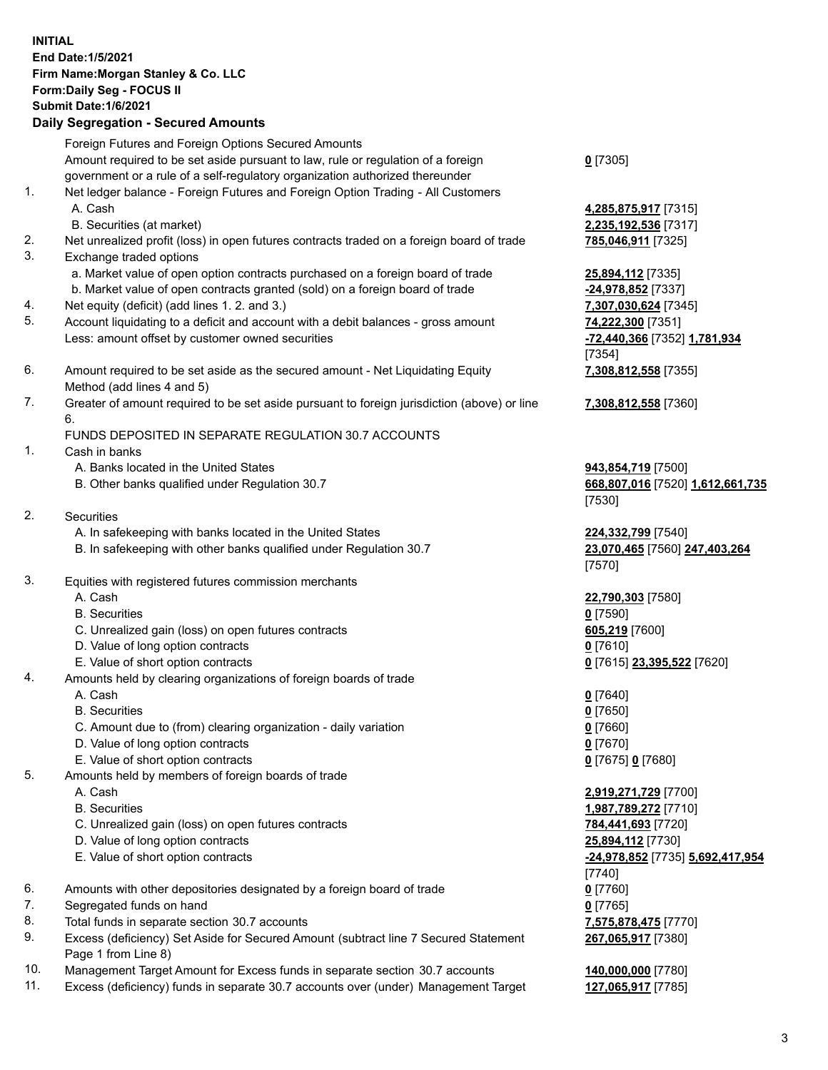**INITIAL**
**End Date:1/5/2021**
**Firm Name:Morgan Stanley & Co. LLC**
**Form:Daily Seg - FOCUS II**
**Submit Date:1/6/2021**
**Daily Segregation - Secured Amounts**

| | | |
|---|---|---|
| | Foreign Futures and Foreign Options Secured Amounts | |
| | Amount required to be set aside pursuant to law, rule or regulation of a foreign government or a rule of a self-regulatory organization authorized thereunder | **0** [7305] |
| 1. | Net ledger balance - Foreign Futures and Foreign Option Trading - All Customers | |
| | A. Cash | **4,285,875,917** [7315] |
| | B. Securities (at market) | **2,235,192,536** [7317] |
| 2. | Net unrealized profit (loss) in open futures contracts traded on a foreign board of trade | **785,046,911** [7325] |
| 3. | Exchange traded options | |
| | a. Market value of open option contracts purchased on a foreign board of trade | **25,894,112** [7335] |
| | b. Market value of open contracts granted (sold) on a foreign board of trade | **-24,978,852** [7337] |
| 4. | Net equity (deficit) (add lines 1. 2. and 3.) | **7,307,030,624** [7345] |
| 5. | Account liquidating to a deficit and account with a debit balances - gross amount | **74,222,300** [7351] |
| | Less: amount offset by customer owned securities | **-72,440,366** [7352] **1,781,934** [7354] |
| 6. | Amount required to be set aside as the secured amount - Net Liquidating Equity Method (add lines 4 and 5) | **7,308,812,558** [7355] |
| 7. | Greater of amount required to be set aside pursuant to foreign jurisdiction (above) or line 6. | **7,308,812,558** [7360] |
| | FUNDS DEPOSITED IN SEPARATE REGULATION 30.7 ACCOUNTS | |
| 1. | Cash in banks | |
| | A. Banks located in the United States | **943,854,719** [7500] |
| | B. Other banks qualified under Regulation 30.7 | **668,807,016** [7520] **1,612,661,735** [7530] |
| 2. | Securities | |
| | A. In safekeeping with banks located in the United States | **224,332,799** [7540] |
| | B. In safekeeping with other banks qualified under Regulation 30.7 | **23,070,465** [7560] **247,403,264** [7570] |
| 3. | Equities with registered futures commission merchants | |
| | A. Cash | **22,790,303** [7580] |
| | B. Securities | **0** [7590] |
| | C. Unrealized gain (loss) on open futures contracts | **605,219** [7600] |
| | D. Value of long option contracts | **0** [7610] |
| | E. Value of short option contracts | **0** [7615] **23,395,522** [7620] |
| 4. | Amounts held by clearing organizations of foreign boards of trade | |
| | A. Cash | **0** [7640] |
| | B. Securities | **0** [7650] |
| | C. Amount due to (from) clearing organization - daily variation | **0** [7660] |
| | D. Value of long option contracts | **0** [7670] |
| | E. Value of short option contracts | **0** [7675] **0** [7680] |
| 5. | Amounts held by members of foreign boards of trade | |
| | A. Cash | **2,919,271,729** [7700] |
| | B. Securities | **1,987,789,272** [7710] |
| | C. Unrealized gain (loss) on open futures contracts | **784,441,693** [7720] |
| | D. Value of long option contracts | **25,894,112** [7730] |
| | E. Value of short option contracts | **-24,978,852** [7735] **5,692,417,954** [7740] |
| 6. | Amounts with other depositories designated by a foreign board of trade | **0** [7760] |
| 7. | Segregated funds on hand | **0** [7765] |
| 8. | Total funds in separate section 30.7 accounts | **7,575,878,475** [7770] |
| 9. | Excess (deficiency) Set Aside for Secured Amount (subtract line 7 Secured Statement Page 1 from Line 8) | **267,065,917** [7380] |
| 10. | Management Target Amount for Excess funds in separate section 30.7 accounts | **140,000,000** [7780] |
| 11. | Excess (deficiency) funds in separate 30.7 accounts over (under) Management Target | **127,065,917** [7785] |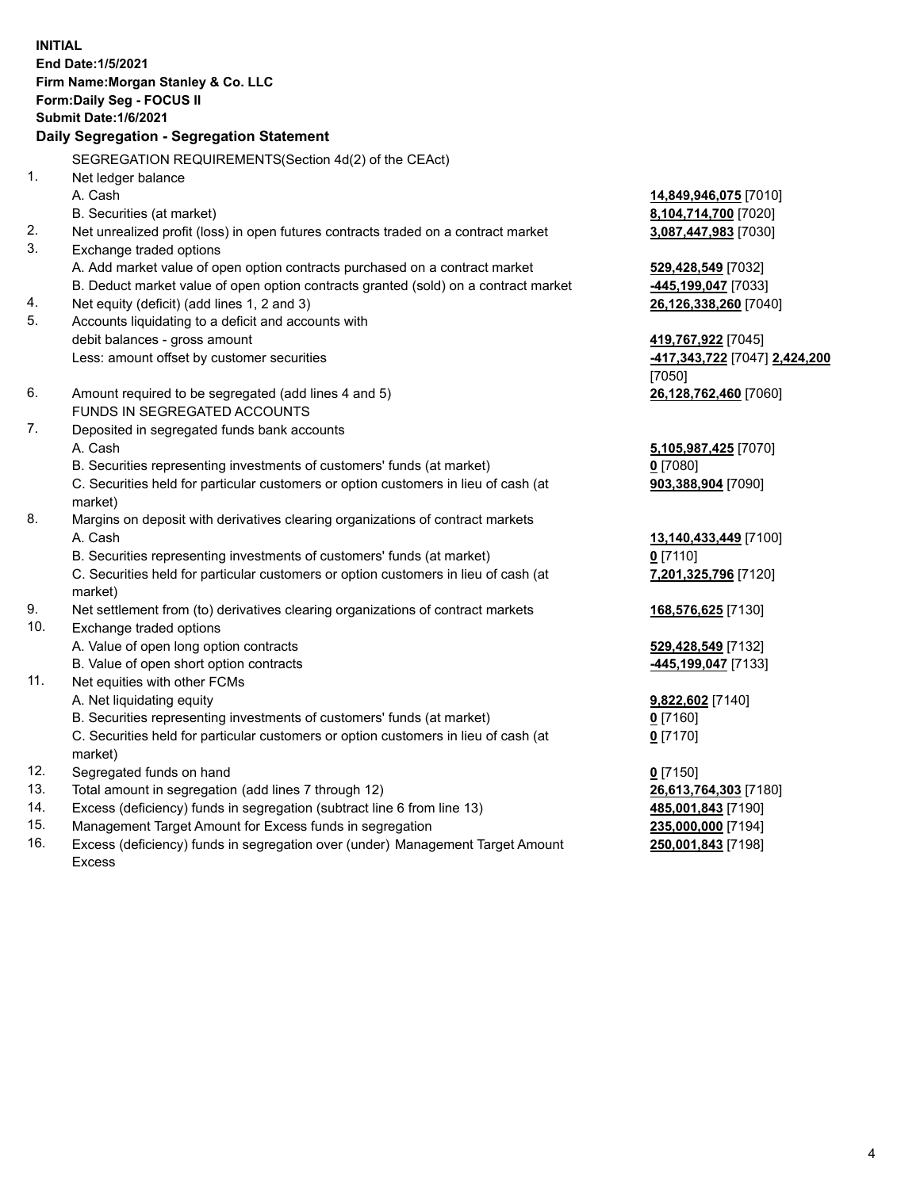**INITIAL**
**End Date:1/5/2021**
**Firm Name:Morgan Stanley & Co. LLC**
**Form:Daily Seg - FOCUS II**
**Submit Date:1/6/2021**

## Daily Segregation - Segregation Statement

SEGREGATION REQUIREMENTS(Section 4d(2) of the CEAct)

| | | |
|---|---|---|
| 1. | Net ledger balance | |
| | A. Cash | **14,849,946,075** [7010] |
| | B. Securities (at market) | **8,104,714,700** [7020] |
| 2. | Net unrealized profit (loss) in open futures contracts traded on a contract market | **3,087,447,983** [7030] |
| 3. | Exchange traded options | |
| | A. Add market value of open option contracts purchased on a contract market | **529,428,549** [7032] |
| | B. Deduct market value of open option contracts granted (sold) on a contract market | **-445,199,047** [7033] |
| 4. | Net equity (deficit) (add lines 1, 2 and 3) | **26,126,338,260** [7040] |
| 5. | Accounts liquidating to a deficit and accounts with debit balances - gross amount | **419,767,922** [7045] |
| | Less: amount offset by customer securities | **-417,343,722** [7047] **2,424,200** [7050] |
| 6. | Amount required to be segregated (add lines 4 and 5) | **26,128,762,460** [7060] |
| | FUNDS IN SEGREGATED ACCOUNTS | |
| 7. | Deposited in segregated funds bank accounts | |
| | A. Cash | **5,105,987,425** [7070] |
| | B. Securities representing investments of customers' funds (at market) | **0** [7080] |
| | C. Securities held for particular customers or option customers in lieu of cash (at market) | **903,388,904** [7090] |
| 8. | Margins on deposit with derivatives clearing organizations of contract markets | |
| | A. Cash | **13,140,433,449** [7100] |
| | B. Securities representing investments of customers' funds (at market) | **0** [7110] |
| | C. Securities held for particular customers or option customers in lieu of cash (at market) | **7,201,325,796** [7120] |
| 9. | Net settlement from (to) derivatives clearing organizations of contract markets | **168,576,625** [7130] |
| 10. | Exchange traded options | |
| | A. Value of open long option contracts | **529,428,549** [7132] |
| | B. Value of open short option contracts | **-445,199,047** [7133] |
| 11. | Net equities with other FCMs | |
| | A. Net liquidating equity | **9,822,602** [7140] |
| | B. Securities representing investments of customers' funds (at market) | **0** [7160] |
| | C. Securities held for particular customers or option customers in lieu of cash (at market) | **0** [7170] |
| 12. | Segregated funds on hand | **0** [7150] |
| 13. | Total amount in segregation (add lines 7 through 12) | **26,613,764,303** [7180] |
| 14. | Excess (deficiency) funds in segregation (subtract line 6 from line 13) | **485,001,843** [7190] |
| 15. | Management Target Amount for Excess funds in segregation | **235,000,000** [7194] |
| 16. | Excess (deficiency) funds in segregation over (under) Management Target Amount Excess | **250,001,843** [7198] |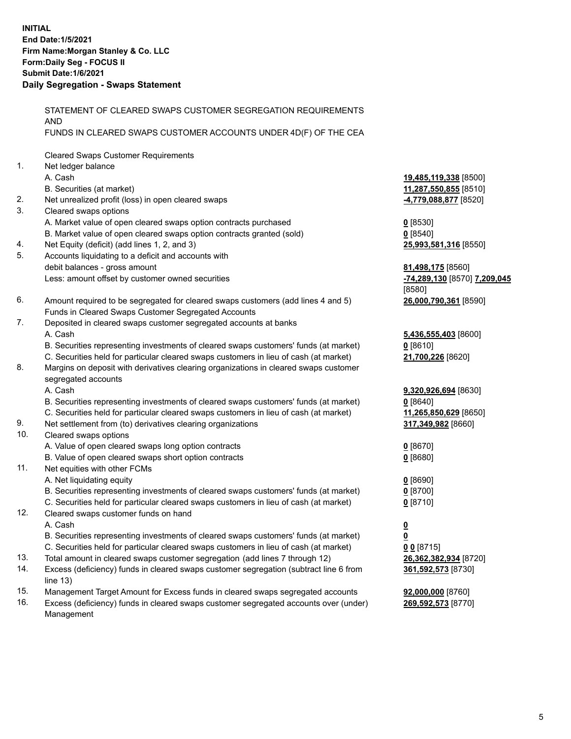**INITIAL**
**End Date:1/5/2021**
**Firm Name:Morgan Stanley & Co. LLC**
**Form:Daily Seg - FOCUS II**
**Submit Date:1/6/2021**
**Daily Segregation - Swaps Statement**

STATEMENT OF CLEARED SWAPS CUSTOMER SEGREGATION REQUIREMENTS AND
FUNDS IN CLEARED SWAPS CUSTOMER ACCOUNTS UNDER 4D(F) OF THE CEA

| | | |
|---|---|---|
| | Cleared Swaps Customer Requirements | |
| 1. | Net ledger balance | |
| | A. Cash | **19,485,119,338** [8500] |
| | B. Securities (at market) | **11,287,550,855** [8510] |
| 2. | Net unrealized profit (loss) in open cleared swaps | **-4,779,088,877** [8520] |
| 3. | Cleared swaps options | |
| | A. Market value of open cleared swaps option contracts purchased | **0** [8530] |
| | B. Market value of open cleared swaps option contracts granted (sold) | **0** [8540] |
| 4. | Net Equity (deficit) (add lines 1, 2, and 3) | **25,993,581,316** [8550] |
| 5. | Accounts liquidating to a deficit and accounts with debit balances - gross amount | **81,498,175** [8560] |
| | Less: amount offset by customer owned securities | **-74,289,130** [8570] **7,209,045** [8580] |
| 6. | Amount required to be segregated for cleared swaps customers (add lines 4 and 5) | **26,000,790,361** [8590] |
| | Funds in Cleared Swaps Customer Segregated Accounts | |
| 7. | Deposited in cleared swaps customer segregated accounts at banks | |
| | A. Cash | **5,436,555,403** [8600] |
| | B. Securities representing investments of cleared swaps customers' funds (at market) | **0** [8610] |
| | C. Securities held for particular cleared swaps customers in lieu of cash (at market) | **21,700,226** [8620] |
| 8. | Margins on deposit with derivatives clearing organizations in cleared swaps customer segregated accounts | |
| | A. Cash | **9,320,926,694** [8630] |
| | B. Securities representing investments of cleared swaps customers' funds (at market) | **0** [8640] |
| | C. Securities held for particular cleared swaps customers in lieu of cash (at market) | **11,265,850,629** [8650] |
| 9. | Net settlement from (to) derivatives clearing organizations | **317,349,982** [8660] |
| 10. | Cleared swaps options | |
| | A. Value of open cleared swaps long option contracts | **0** [8670] |
| | B. Value of open cleared swaps short option contracts | **0** [8680] |
| 11. | Net equities with other FCMs | |
| | A. Net liquidating equity | **0** [8690] |
| | B. Securities representing investments of cleared swaps customers' funds (at market) | **0** [8700] |
| | C. Securities held for particular cleared swaps customers in lieu of cash (at market) | **0** [8710] |
| 12. | Cleared swaps customer funds on hand | |
| | A. Cash | **0** |
| | B. Securities representing investments of cleared swaps customers' funds (at market) | **0** |
| | C. Securities held for particular cleared swaps customers in lieu of cash (at market) | **0** **0** [8715] |
| 13. | Total amount in cleared swaps customer segregation (add lines 7 through 12) | **26,362,382,934** [8720] |
| 14. | Excess (deficiency) funds in cleared swaps customer segregation (subtract line 6 from line 13) | **361,592,573** [8730] |
| 15. | Management Target Amount for Excess funds in cleared swaps segregated accounts | **92,000,000** [8760] |
| 16. | Excess (deficiency) funds in cleared swaps customer segregated accounts over (under) Management | **269,592,573** [8770] |